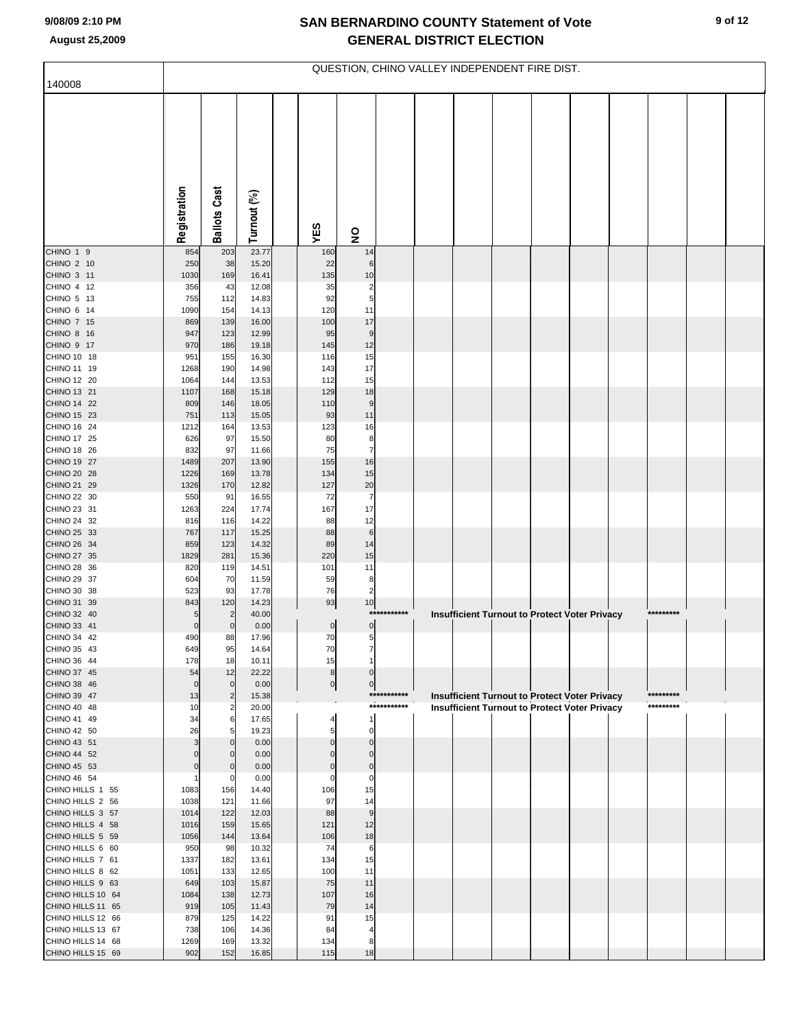# SAN BERNARDINO COUNTY Statement of Vote
# GENERAL DISTRICT ELECTION

9/08/09 2:10 PM

August 25,2009

140008

QUESTION, CHINO VALLEY INDEPENDENT FIRE DIST.

| | Registration | Ballots Cast | Turnout (%) | YES | NO |
|---|---|---|---|---|---|
| CHINO 1 9 | 854 | 203 | 23.77 | 160 | 14 |
| CHINO 2 10 | 250 | 38 | 15.20 | 22 | 6 |
| CHINO 3 11 | 1030 | 169 | 16.41 | 135 | 10 |
| CHINO 4 12 | 356 | 43 | 12.08 | 35 | 2 |
| CHINO 5 13 | 755 | 112 | 14.83 | 92 | 5 |
| CHINO 6 14 | 1090 | 154 | 14.13 | 120 | 11 |
| CHINO 7 15 | 869 | 139 | 16.00 | 100 | 17 |
| CHINO 8 16 | 947 | 123 | 12.99 | 95 | 9 |
| CHINO 9 17 | 970 | 186 | 19.18 | 145 | 12 |
| CHINO 10 18 | 951 | 155 | 16.30 | 116 | 15 |
| CHINO 11 19 | 1268 | 190 | 14.98 | 143 | 17 |
| CHINO 12 20 | 1064 | 144 | 13.53 | 112 | 15 |
| CHINO 13 21 | 1107 | 168 | 15.18 | 129 | 18 |
| CHINO 14 22 | 809 | 146 | 18.05 | 110 | 9 |
| CHINO 15 23 | 751 | 113 | 15.05 | 93 | 11 |
| CHINO 16 24 | 1212 | 164 | 13.53 | 123 | 16 |
| CHINO 17 25 | 626 | 97 | 15.50 | 80 | 8 |
| CHINO 18 26 | 832 | 97 | 11.66 | 75 | 7 |
| CHINO 19 27 | 1489 | 207 | 13.90 | 155 | 16 |
| CHINO 20 28 | 1226 | 169 | 13.78 | 134 | 15 |
| CHINO 21 29 | 1326 | 170 | 12.82 | 127 | 20 |
| CHINO 22 30 | 550 | 91 | 16.55 | 72 | 7 |
| CHINO 23 31 | 1263 | 224 | 17.74 | 167 | 17 |
| CHINO 24 32 | 816 | 116 | 14.22 | 88 | 12 |
| CHINO 25 33 | 767 | 117 | 15.25 | 88 | 6 |
| CHINO 26 34 | 859 | 123 | 14.32 | 89 | 14 |
| CHINO 27 35 | 1829 | 281 | 15.36 | 220 | 15 |
| CHINO 28 36 | 820 | 119 | 14.51 | 101 | 11 |
| CHINO 29 37 | 604 | 70 | 11.59 | 59 | 8 |
| CHINO 30 38 | 523 | 93 | 17.78 | 76 | 2 |
| CHINO 31 39 | 843 | 120 | 14.23 | 93 | 10 |
| CHINO 32 40 | 5 | 2 | 40.00 | *********** Insufficient Turnout to Protect Voter Privacy ********* | |
| CHINO 33 41 | 0 | 0 | 0.00 | 0 | 0 |
| CHINO 34 42 | 490 | 88 | 17.96 | 70 | 5 |
| CHINO 35 43 | 649 | 95 | 14.64 | 70 | 7 |
| CHINO 36 44 | 178 | 18 | 10.11 | 15 | 1 |
| CHINO 37 45 | 54 | 12 | 22.22 | 8 | 0 |
| CHINO 38 46 | 0 | 0 | 0.00 | 0 | 0 |
| CHINO 39 47 | 13 | 2 | 15.38 | *********** Insufficient Turnout to Protect Voter Privacy ********* | |
| CHINO 40 48 | 10 | 2 | 20.00 | *********** Insufficient Turnout to Protect Voter Privacy ********* | |
| CHINO 41 49 | 34 | 6 | 17.65 | 4 | 1 |
| CHINO 42 50 | 26 | 5 | 19.23 | 5 | 0 |
| CHINO 43 51 | 3 | 0 | 0.00 | 0 | 0 |
| CHINO 44 52 | 0 | 0 | 0.00 | 0 | 0 |
| CHINO 45 53 | 0 | 0 | 0.00 | 0 | 0 |
| CHINO 46 54 | 1 | 0 | 0.00 | 0 | 0 |
| CHINO HILLS 1 55 | 1083 | 156 | 14.40 | 106 | 15 |
| CHINO HILLS 2 56 | 1038 | 121 | 11.66 | 97 | 14 |
| CHINO HILLS 3 57 | 1014 | 122 | 12.03 | 88 | 9 |
| CHINO HILLS 4 58 | 1016 | 159 | 15.65 | 121 | 12 |
| CHINO HILLS 5 59 | 1056 | 144 | 13.64 | 106 | 18 |
| CHINO HILLS 6 60 | 950 | 98 | 10.32 | 74 | 6 |
| CHINO HILLS 7 61 | 1337 | 182 | 13.61 | 134 | 15 |
| CHINO HILLS 8 62 | 1051 | 133 | 12.65 | 100 | 11 |
| CHINO HILLS 9 63 | 649 | 103 | 15.87 | 75 | 11 |
| CHINO HILLS 10 64 | 1084 | 138 | 12.73 | 107 | 16 |
| CHINO HILLS 11 65 | 919 | 105 | 11.43 | 79 | 14 |
| CHINO HILLS 12 66 | 879 | 125 | 14.22 | 91 | 15 |
| CHINO HILLS 13 67 | 738 | 106 | 14.36 | 84 | 4 |
| CHINO HILLS 14 68 | 1269 | 169 | 13.32 | 134 | 8 |
| CHINO HILLS 15 69 | 902 | 152 | 16.85 | 115 | 18 |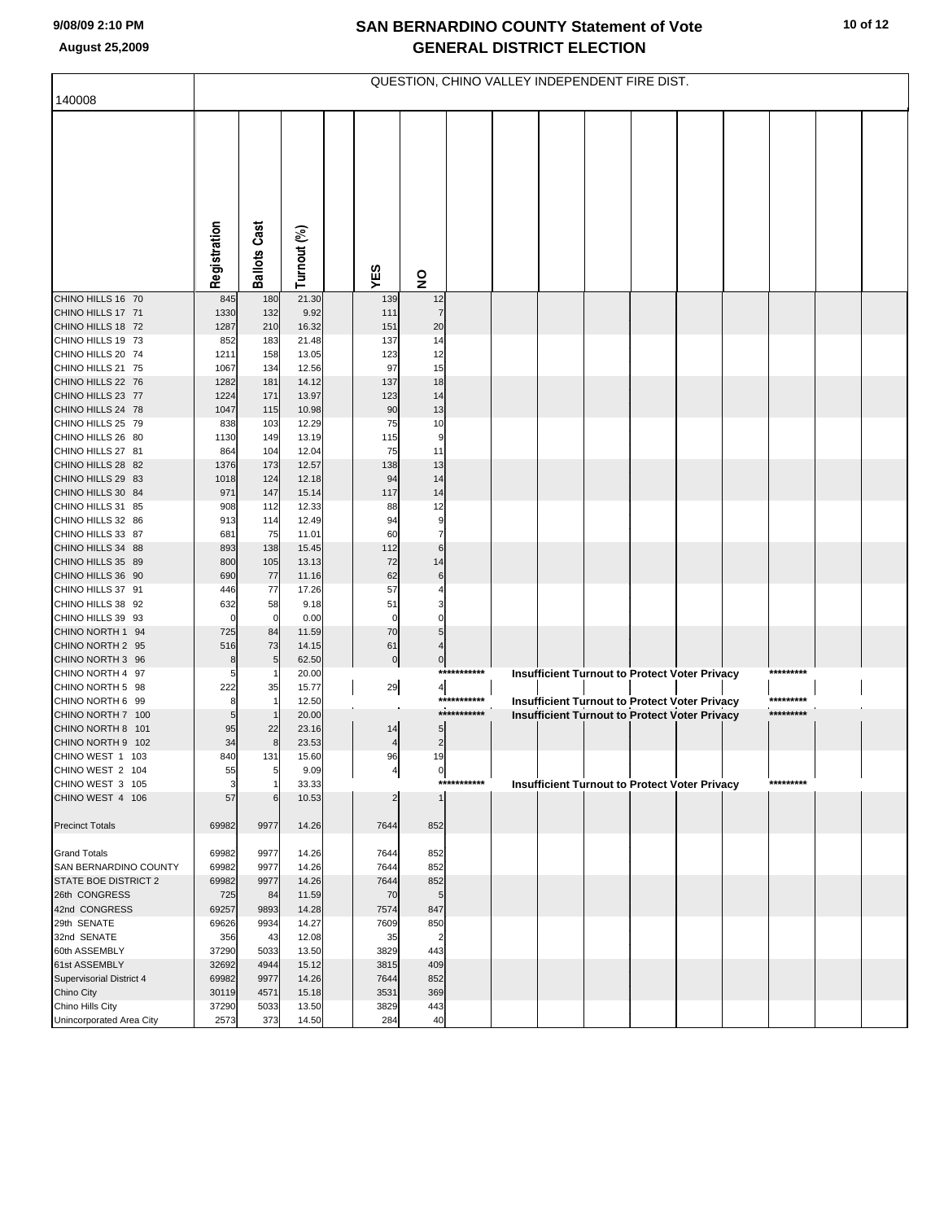QUESTION, CHINO VALLEY INDEPENDENT FIRE DIST.

140008

| | Registration | Ballots Cast | Turnout (%) | YES | NO |
|---|---|---|---|---|---|
| CHINO HILLS 16 70 | 845 | 180 | 21.30 | 139 | 12 |
| CHINO HILLS 17 71 | 1330 | 132 | 9.92 | 111 | 7 |
| CHINO HILLS 18 72 | 1287 | 210 | 16.32 | 151 | 20 |
| CHINO HILLS 19 73 | 852 | 183 | 21.48 | 137 | 14 |
| CHINO HILLS 20 74 | 1211 | 158 | 13.05 | 123 | 12 |
| CHINO HILLS 21 75 | 1067 | 134 | 12.56 | 97 | 15 |
| CHINO HILLS 22 76 | 1282 | 181 | 14.12 | 137 | 18 |
| CHINO HILLS 23 77 | 1224 | 171 | 13.97 | 123 | 14 |
| CHINO HILLS 24 78 | 1047 | 115 | 10.98 | 90 | 13 |
| CHINO HILLS 25 79 | 838 | 103 | 12.29 | 75 | 10 |
| CHINO HILLS 26 80 | 1130 | 149 | 13.19 | 115 | 9 |
| CHINO HILLS 27 81 | 864 | 104 | 12.04 | 75 | 11 |
| CHINO HILLS 28 82 | 1376 | 173 | 12.57 | 138 | 13 |
| CHINO HILLS 29 83 | 1018 | 124 | 12.18 | 94 | 14 |
| CHINO HILLS 30 84 | 971 | 147 | 15.14 | 117 | 14 |
| CHINO HILLS 31 85 | 908 | 112 | 12.33 | 88 | 12 |
| CHINO HILLS 32 86 | 913 | 114 | 12.49 | 94 | 9 |
| CHINO HILLS 33 87 | 681 | 75 | 11.01 | 60 | 7 |
| CHINO HILLS 34 88 | 893 | 138 | 15.45 | 112 | 6 |
| CHINO HILLS 35 89 | 800 | 105 | 13.13 | 72 | 14 |
| CHINO HILLS 36 90 | 690 | 77 | 11.16 | 62 | 6 |
| CHINO HILLS 37 91 | 446 | 77 | 17.26 | 57 | 4 |
| CHINO HILLS 38 92 | 632 | 58 | 9.18 | 51 | 3 |
| CHINO HILLS 39 93 | 0 | 0 | 0.00 | 0 | 0 |
| CHINO NORTH 1 94 | 725 | 84 | 11.59 | 70 | 5 |
| CHINO NORTH 2 95 | 516 | 73 | 14.15 | 61 | 4 |
| CHINO NORTH 3 96 | 8 | 5 | 62.50 | 0 | 0 |
| CHINO NORTH 4 97 | 5 | 1 | 20.00 | *********** Insufficient Turnout to Protect Voter Privacy ********* | |
| CHINO NORTH 5 98 | 222 | 35 | 15.77 | 29 | 4 |
| CHINO NORTH 6 99 | 8 | 1 | 12.50 | *********** Insufficient Turnout to Protect Voter Privacy ********* | |
| CHINO NORTH 7 100 | 5 | 1 | 20.00 | *********** Insufficient Turnout to Protect Voter Privacy ********* | |
| CHINO NORTH 8 101 | 95 | 22 | 23.16 | 14 | 5 |
| CHINO NORTH 9 102 | 34 | 8 | 23.53 | 4 | 2 |
| CHINO WEST 1 103 | 840 | 131 | 15.60 | 96 | 19 |
| CHINO WEST 2 104 | 55 | 5 | 9.09 | 4 | 0 |
| CHINO WEST 3 105 | 3 | 1 | 33.33 | *********** Insufficient Turnout to Protect Voter Privacy ********* | |
| CHINO WEST 4 106 | 57 | 6 | 10.53 | 2 | 1 |
| Precinct Totals | 69982 | 9977 | 14.26 | 7644 | 852 |
| Grand Totals | 69982 | 9977 | 14.26 | 7644 | 852 |
| SAN BERNARDINO COUNTY | 69982 | 9977 | 14.26 | 7644 | 852 |
| STATE BOE DISTRICT 2 | 69982 | 9977 | 14.26 | 7644 | 852 |
| 26th CONGRESS | 725 | 84 | 11.59 | 70 | 5 |
| 42nd CONGRESS | 69257 | 9893 | 14.28 | 7574 | 847 |
| 29th SENATE | 69626 | 9934 | 14.27 | 7609 | 850 |
| 32nd SENATE | 356 | 43 | 12.08 | 35 | 2 |
| 60th ASSEMBLY | 37290 | 5033 | 13.50 | 3829 | 443 |
| 61st ASSEMBLY | 32692 | 4944 | 15.12 | 3815 | 409 |
| Supervisorial District 4 | 69982 | 9977 | 14.26 | 7644 | 852 |
| Chino City | 30119 | 4571 | 15.18 | 3531 | 369 |
| Chino Hills City | 37290 | 5033 | 13.50 | 3829 | 443 |
| Unincorporated Area City | 2573 | 373 | 14.50 | 284 | 40 |